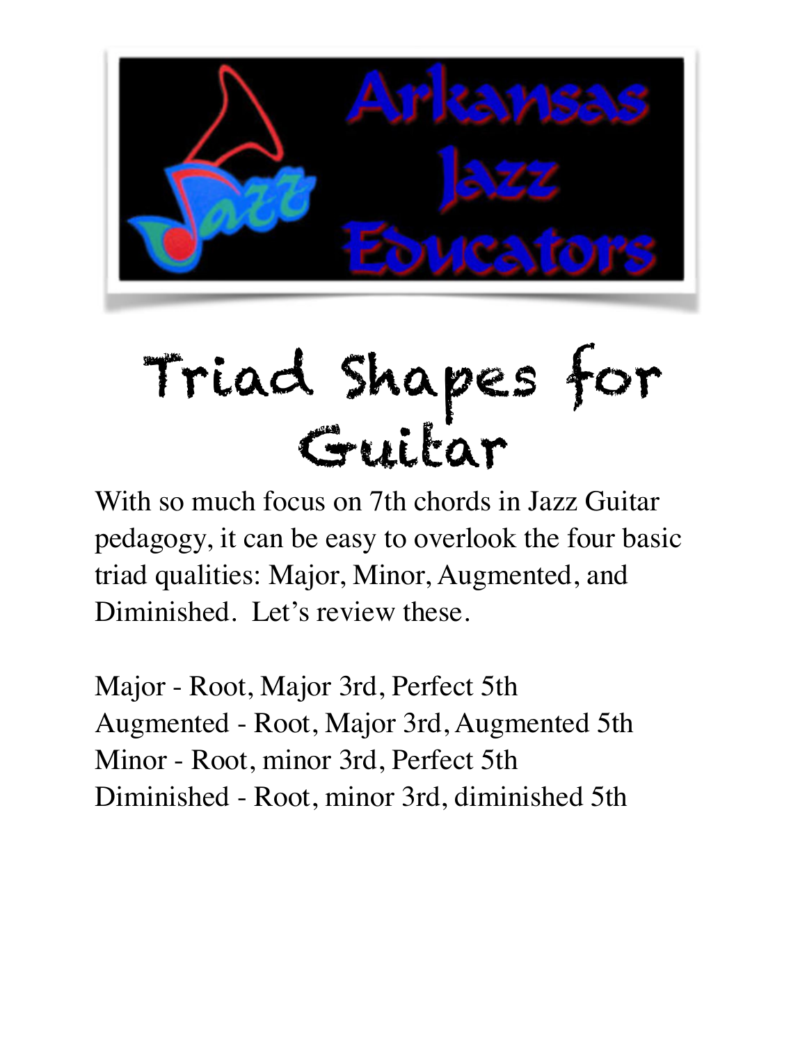Arkansas Jazz Educators

# Triad Shapes for Guitar

With so much focus on 7th chords in Jazz Guitar pedagogy, it can be easy to overlook the four basic triad qualities: Major, Minor, Augmented, and Diminished. Let's review these.

Major - Root, Major 3rd, Perfect 5th
Augmented - Root, Major 3rd, Augmented 5th
Minor - Root, minor 3rd, Perfect 5th
Diminished - Root, minor 3rd, diminished 5th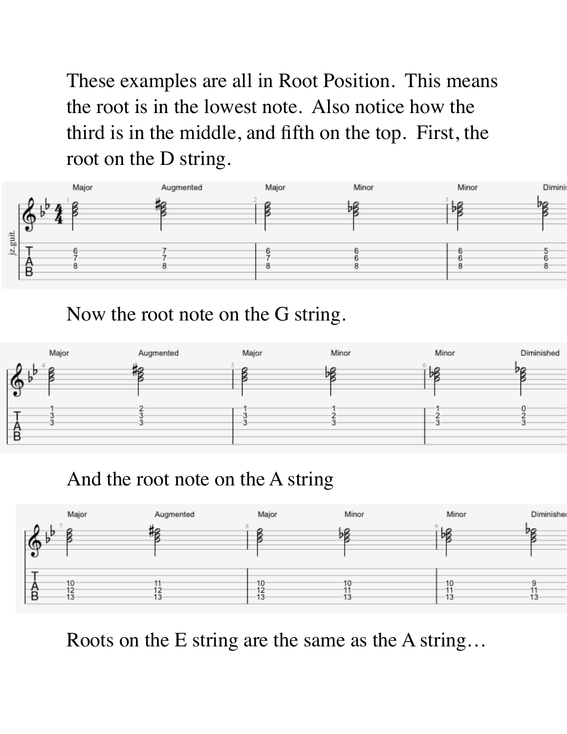These examples are all in Root Position. This means the root is in the lowest note. Also notice how the third is in the middle, and fifth on the top. First, the root on the D string.

| | Major | Augmented | Major | Minor | Minor | Diminished |
|---|---|---|---|---|---|---|
| B string | 6 | 7 | 6 | 6 | 6 | 5 |
| G string | 7 | 7 | 7 | 6 | 6 | 6 |
| D string | 8 | 8 | 8 | 8 | 8 | 8 |

Now the root note on the G string.

| | Major | Augmented | Major | Minor | Minor | Diminished |
|---|---|---|---|---|---|---|
| High E string | 1 | 2 | 1 | 1 | 1 | 0 |
| B string | 3 | 3 | 3 | 2 | 2 | 2 |
| G string | 3 | 3 | 3 | 3 | 3 | 3 |

And the root note on the A string

| | Major | Augmented | Major | Minor | Minor | Diminished |
|---|---|---|---|---|---|---|
| G string | 10 | 11 | 10 | 10 | 10 | 9 |
| D string | 12 | 12 | 12 | 11 | 11 | 11 |
| A string | 13 | 13 | 13 | 13 | 13 | 13 |

Roots on the E string are the same as the A string…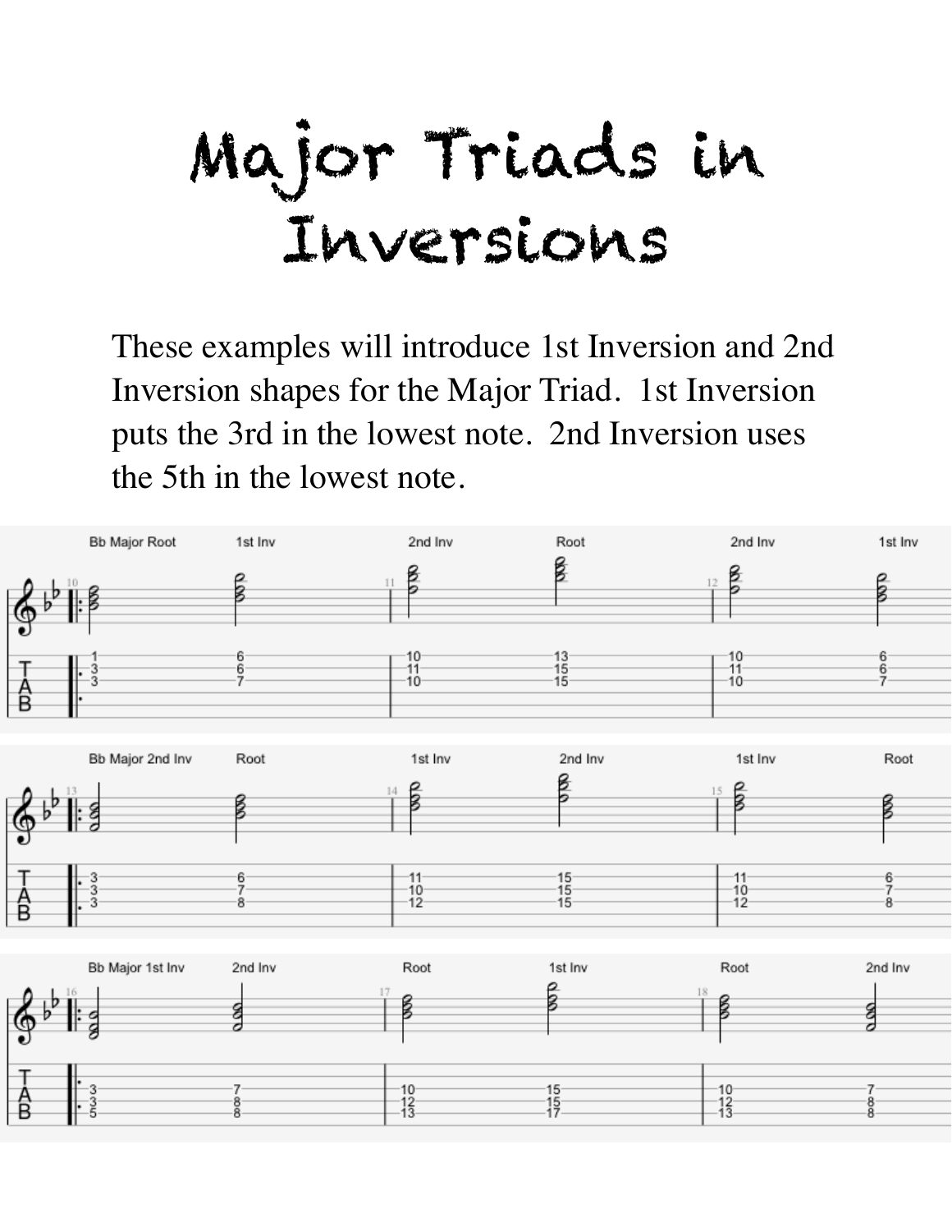# Major Triads in Inversions

These examples will introduce 1st Inversion and 2nd Inversion shapes for the Major Triad. 1st Inversion puts the 3rd in the lowest note. 2nd Inversion uses the 5th in the lowest note.

Bb Major Root | 1st Inv | 2nd Inv | Root | 2nd Inv | 1st Inv

```
T |: 1    6  | 10   13  | 10   6  |
A |  3    6  | 11   15  | 11   6  |
B |: 3    7  | 10   15  | 10   7  |
```

Bb Major 2nd Inv | Root | 1st Inv | 2nd Inv | 1st Inv | Root

```
T |: 3    6  | 11   15  | 11   6  |
A |  3    7  | 10   15  | 10   7  |
B |: 3    8  | 12   15  | 12   8  |
```

Bb Major 1st Inv | 2nd Inv | Root | 1st Inv | Root | 2nd Inv

```
T |: 3    7  | 10   15  | 10   7  |
A |  3    8  | 12   15  | 12   8  |
B |: 5    8  | 13   17  | 13   8  |
```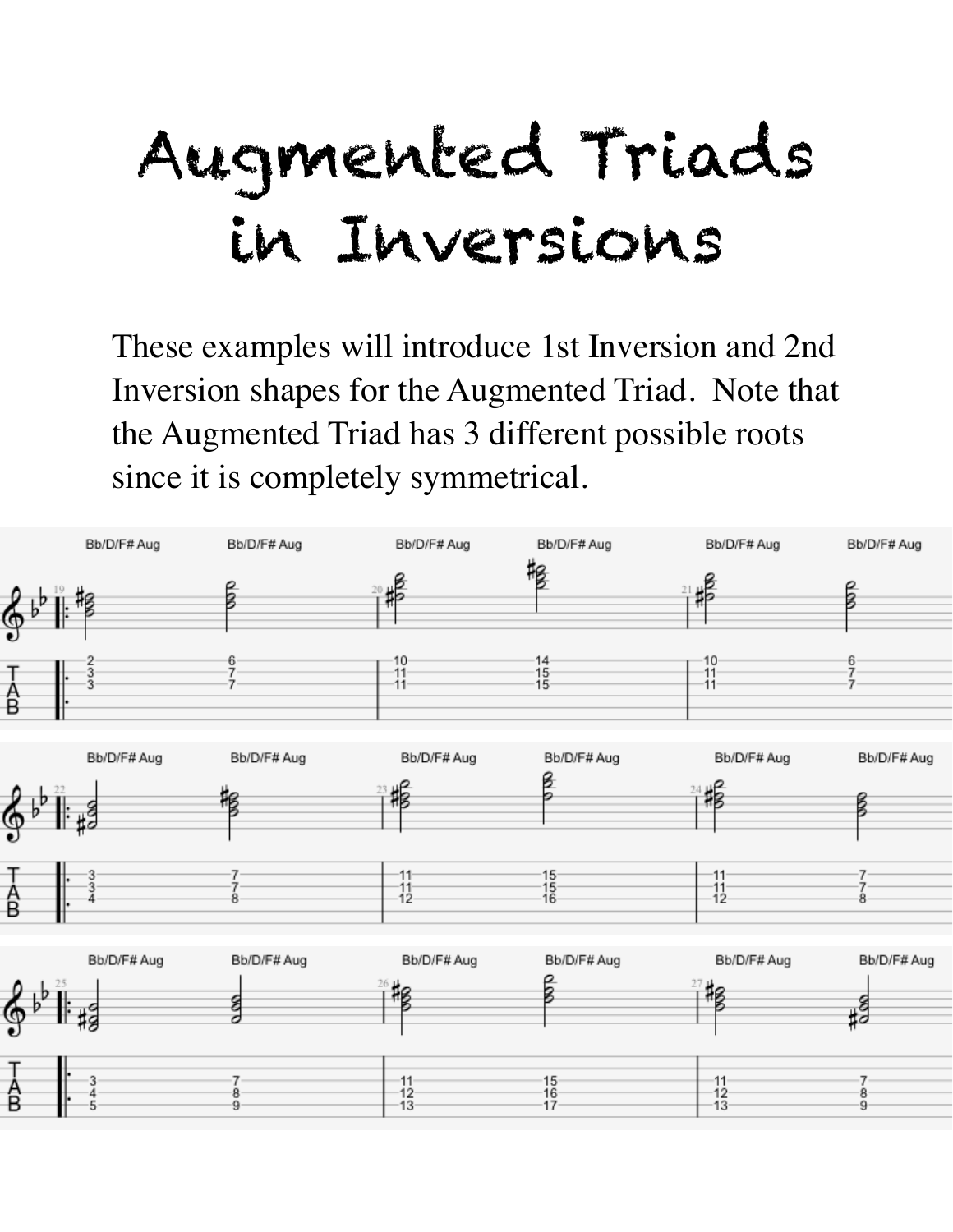# Augmented Triads in Inversions

These examples will introduce 1st Inversion and 2nd Inversion shapes for the Augmented Triad. Note that the Augmented Triad has 3 different possible roots since it is completely symmetrical.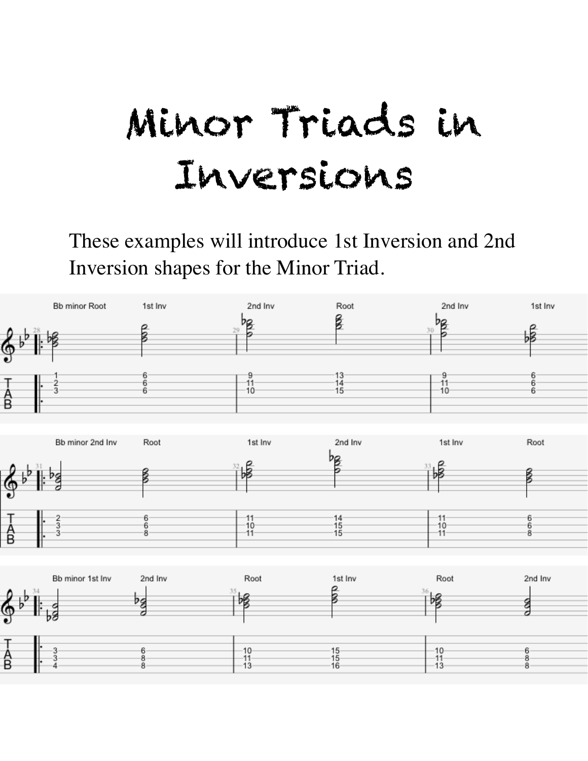# Minor Triads in Inversions

These examples will introduce 1st Inversion and 2nd Inversion shapes for the Minor Triad.

Bb minor Root | 1st Inv | 2nd Inv | Root | 2nd Inv | 1st Inv

```
T |: 1   6  |  9   13 |  9   6
A |: 2   6  |  11  14 |  11  6
B |: 3   6  |  10  15 |  10  6
```

Bb minor 2nd Inv | Root | 1st Inv | 2nd Inv | 1st Inv | Root

```
T |: 2   6  |  11  14 |  11  6
A |: 3   6  |  10  15 |  10  6
B |: 3   8  |  11  15 |  11  8
```

Bb minor 1st Inv | 2nd Inv | Root | 1st Inv | Root | 2nd Inv

```
T |: 3   6  |  10  15 |  10  6
A |: 3   8  |  11  15 |  11  8
B |: 4   8  |  13  16 |  13  8
```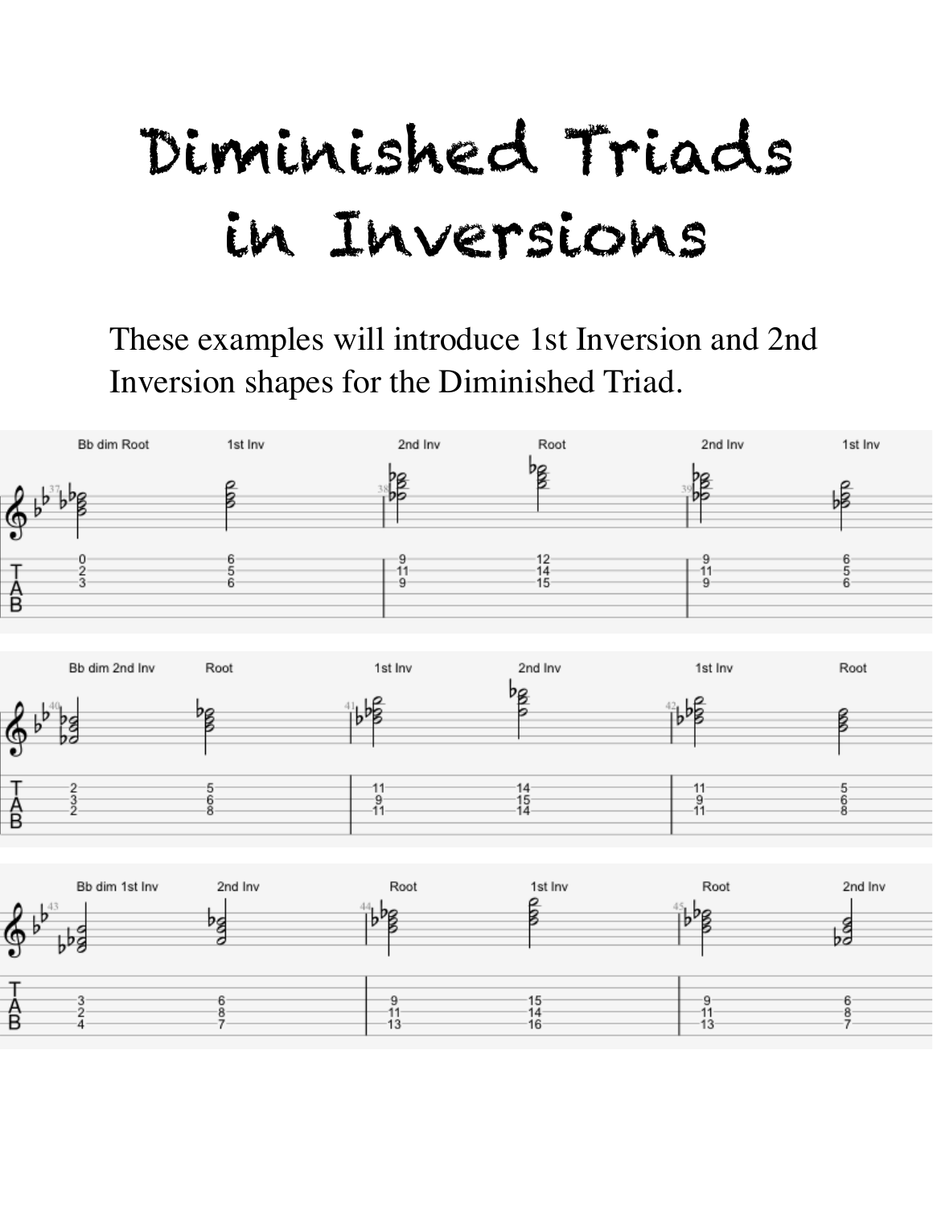# Diminished Triads in Inversions

These examples will introduce 1st Inversion and 2nd Inversion shapes for the Diminished Triad.

| Bb dim Root | 1st Inv | 2nd Inv | Root | 2nd Inv | 1st Inv |
|---|---|---|---|---|---|
| 0-2-3 | 6-5-6 | 9-11-9 | 12-14-15 | 9-11-9 | 6-5-6 |

| Bb dim 2nd Inv | Root | 1st Inv | 2nd Inv | 1st Inv | Root |
|---|---|---|---|---|---|
| 2-3-2 | 5-6-8 | 11-9-11 | 14-15-14 | 11-9-11 | 5-6-8 |

| Bb dim 1st Inv | 2nd Inv | Root | 1st Inv | Root | 2nd Inv |
|---|---|---|---|---|---|
| 3-2-4 | 6-8-7 | 9-11-13 | 15-14-16 | 9-11-13 | 6-8-7 |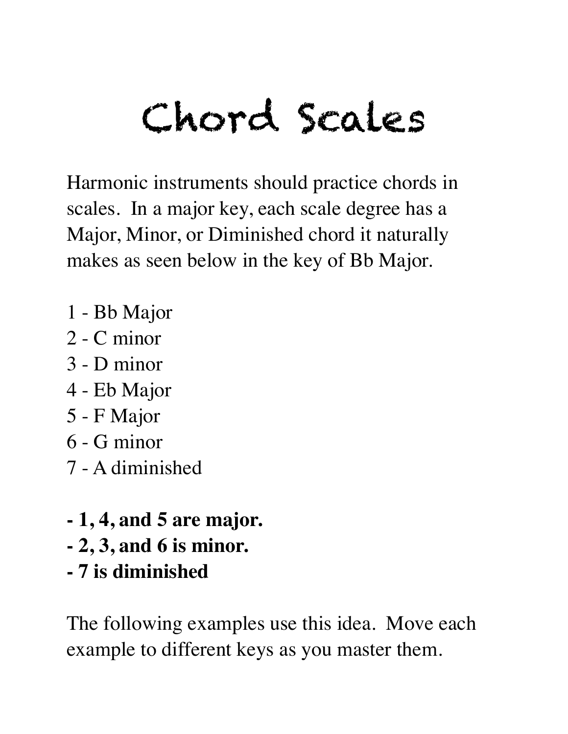# Chord Scales

Harmonic instruments should practice chords in scales.  In a major key, each scale degree has a Major, Minor, or Diminished chord it naturally makes as seen below in the key of Bb Major.

1 - Bb Major
2 - C minor
3 - D minor
4 - Eb Major
5 - F Major
6 - G minor
7 - A diminished

**- 1, 4, and 5 are major.**
**- 2, 3, and 6 is minor.**
**- 7 is diminished**

The following examples use this idea.  Move each example to different keys as you master them.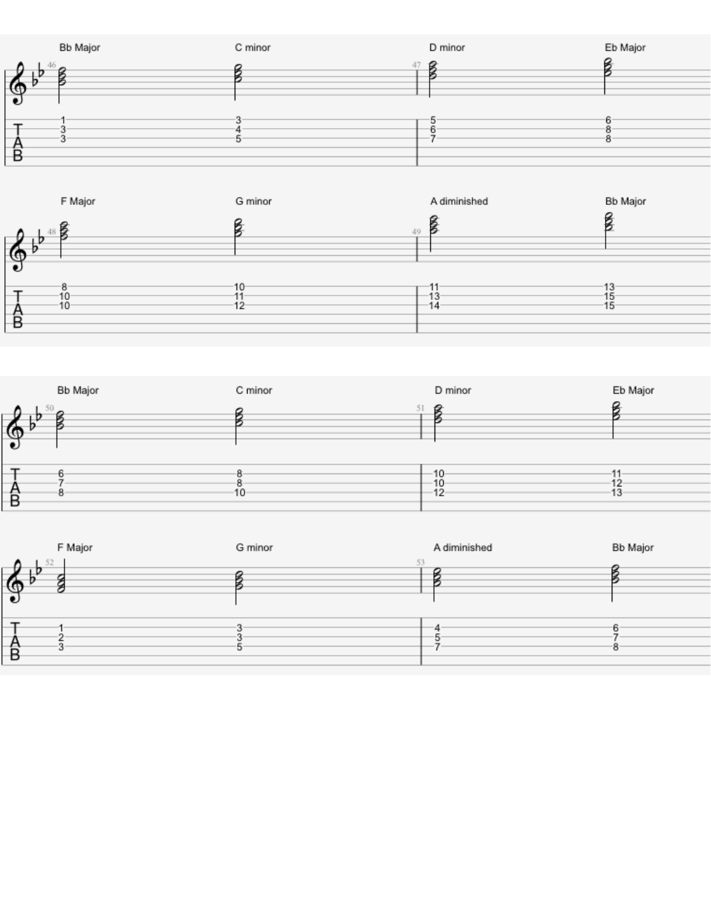| Measure | Chord | String 1 | String 2 | String 3 |
|---|---|---|---|---|
| 46 | Bb Major | 1 | 3 | 3 |
| | C minor | 3 | 4 | 5 |
| 47 | D minor | 5 | 6 | 7 |
| | Eb Major | 6 | 8 | 8 |
| 48 | F Major | 8 | 10 | 10 |
| | G minor | 10 | 11 | 12 |
| 49 | A diminished | 11 | 13 | 14 |
| | Bb Major | 13 | 15 | 15 |

| Measure | Chord | String 1 | String 2 | String 3 |
|---|---|---|---|---|
| 50 | Bb Major | 6 | 7 | 8 |
| | C minor | 8 | 8 | 10 |
| 51 | D minor | 10 | 10 | 12 |
| | Eb Major | 11 | 12 | 13 |
| 52 | F Major | 1 | 2 | 3 |
| | G minor | 3 | 3 | 5 |
| 53 | A diminished | 4 | 5 | 7 |
| | Bb Major | 6 | 7 | 8 |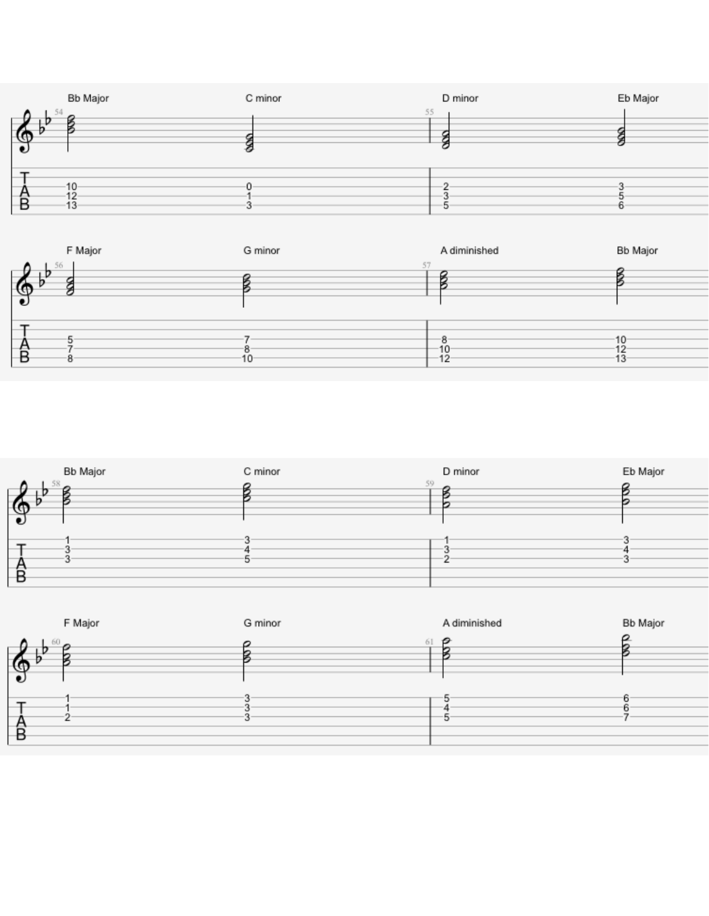| | Bb Major | C minor | D minor | Eb Major |
|---|---|---|---|---|
| Measure | 54 | | 55 | |
| String 1 (top line) | 10 | 0 | 2 | 3 |
| String 2 | 12 | 1 | 3 | 5 |
| String 3 | 13 | 3 | 5 | 6 |

| | F Major | G minor | A diminished | Bb Major |
|---|---|---|---|---|
| Measure | 56 | | 57 | |
| String 1 (top line) | 5 | 7 | 8 | 10 |
| String 2 | 7 | 8 | 10 | 12 |
| String 3 | 8 | 10 | 12 | 13 |

| | Bb Major | C minor | D minor | Eb Major |
|---|---|---|---|---|
| Measure | 58 | | 59 | |
| String 1 (top line) | 1 | 3 | 1 | 3 |
| String 2 | 3 | 4 | 3 | 4 |
| String 3 | 3 | 5 | 2 | 3 |

| | F Major | G minor | A diminished | Bb Major |
|---|---|---|---|---|
| Measure | 60 | | 61 | |
| String 1 (top line) | 1 | 3 | 5 | 6 |
| String 2 | 1 | 3 | 4 | 6 |
| String 3 | 2 | 3 | 5 | 7 |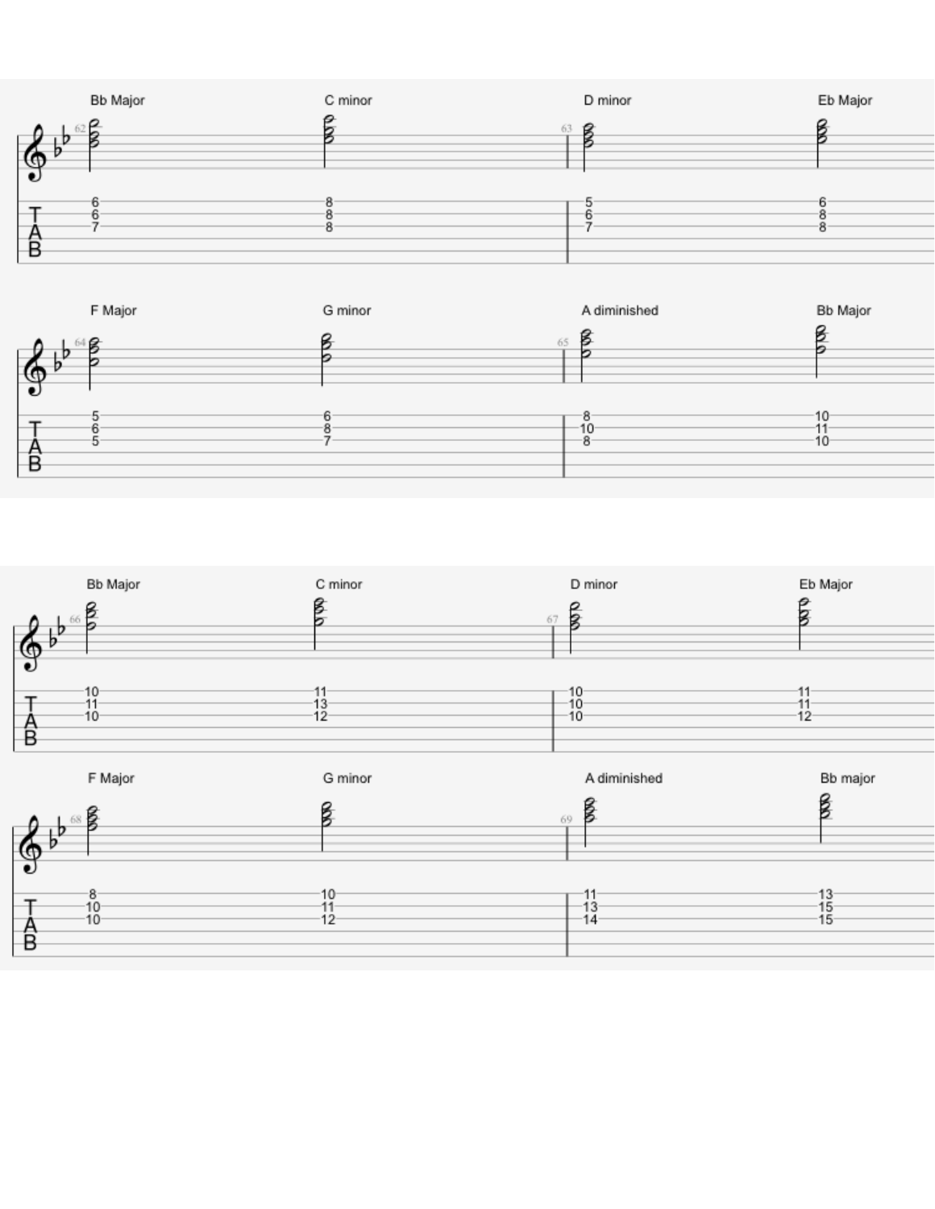| Measure | Chord | String 1 | String 2 | String 3 |
|---|---|---|---|---|
| 62 | Bb Major | 6 | 6 | 7 |
| | C minor | 8 | 8 | 8 |
| 63 | D minor | 5 | 6 | 7 |
| | Eb Major | 6 | 8 | 8 |
| 64 | F Major | 5 | 6 | 5 |
| | G minor | 6 | 8 | 7 |
| 65 | A diminished | 8 | 10 | 8 |
| | Bb Major | 10 | 11 | 10 |
| 66 | Bb Major | 10 | 11 | 10 |
| | C minor | 11 | 13 | 12 |
| 67 | D minor | 10 | 10 | 10 |
| | Eb Major | 11 | 11 | 12 |
| 68 | F Major | 8 | 10 | 10 |
| | G minor | 10 | 11 | 12 |
| 69 | A diminished | 11 | 13 | 14 |
| | Bb major | 13 | 15 | 15 |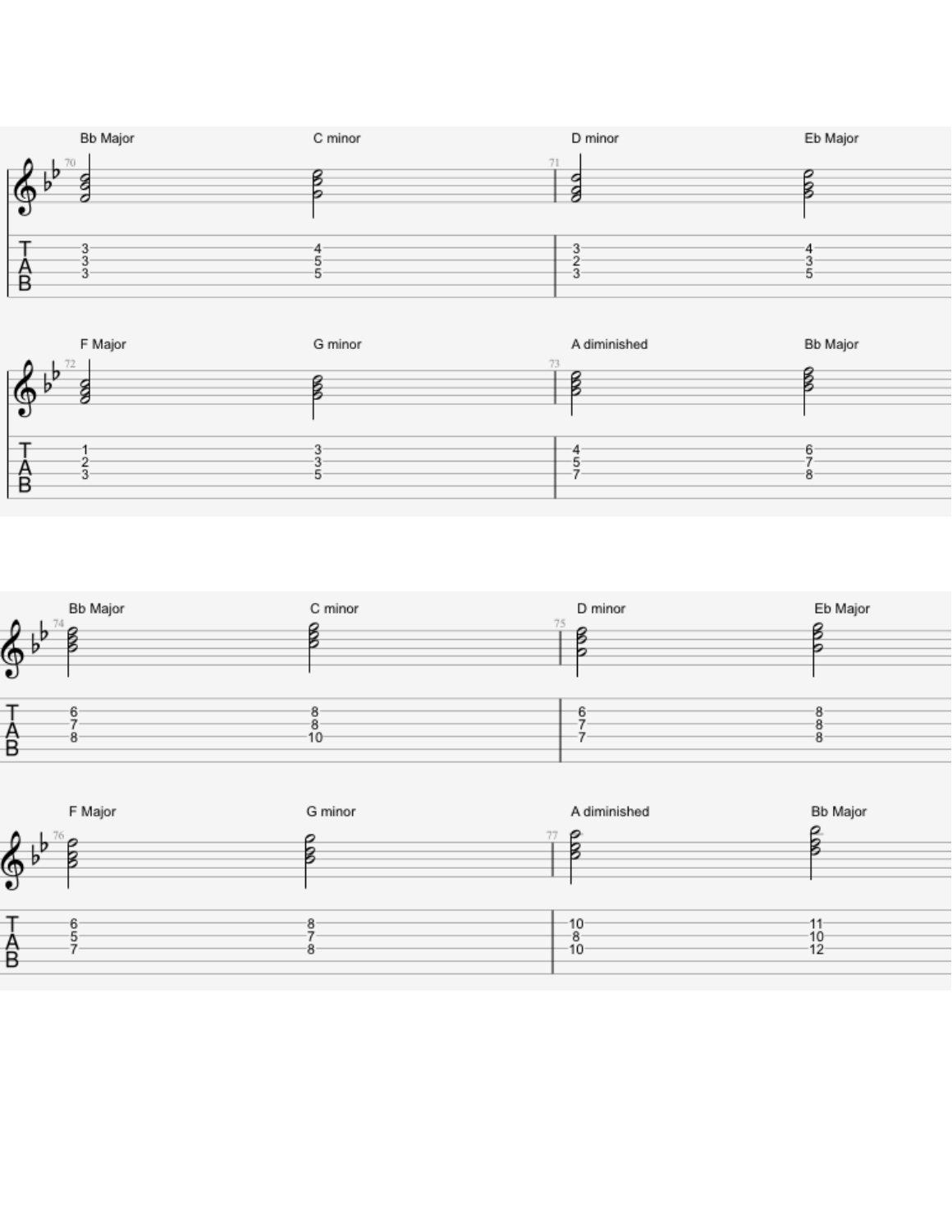| Bb Major | C minor | D minor | Eb Major |
|---|---|---|---|
| 3 | 4 | 3 | 4 |
| 3 | 5 | 2 | 3 |
| 3 | 5 | 3 | 5 |

| F Major | G minor | A diminished | Bb Major |
|---|---|---|---|
| 1 | 3 | 4 | 6 |
| 2 | 3 | 5 | 7 |
| 3 | 5 | 7 | 8 |

| Bb Major | C minor | D minor | Eb Major |
|---|---|---|---|
| 6 | 8 | 6 | 8 |
| 7 | 8 | 7 | 8 |
| 8 | 10 | 7 | 8 |

| F Major | G minor | A diminished | Bb Major |
|---|---|---|---|
| 6 | 8 | 10 | 11 |
| 5 | 7 | 8 | 10 |
| 7 | 8 | 10 | 12 |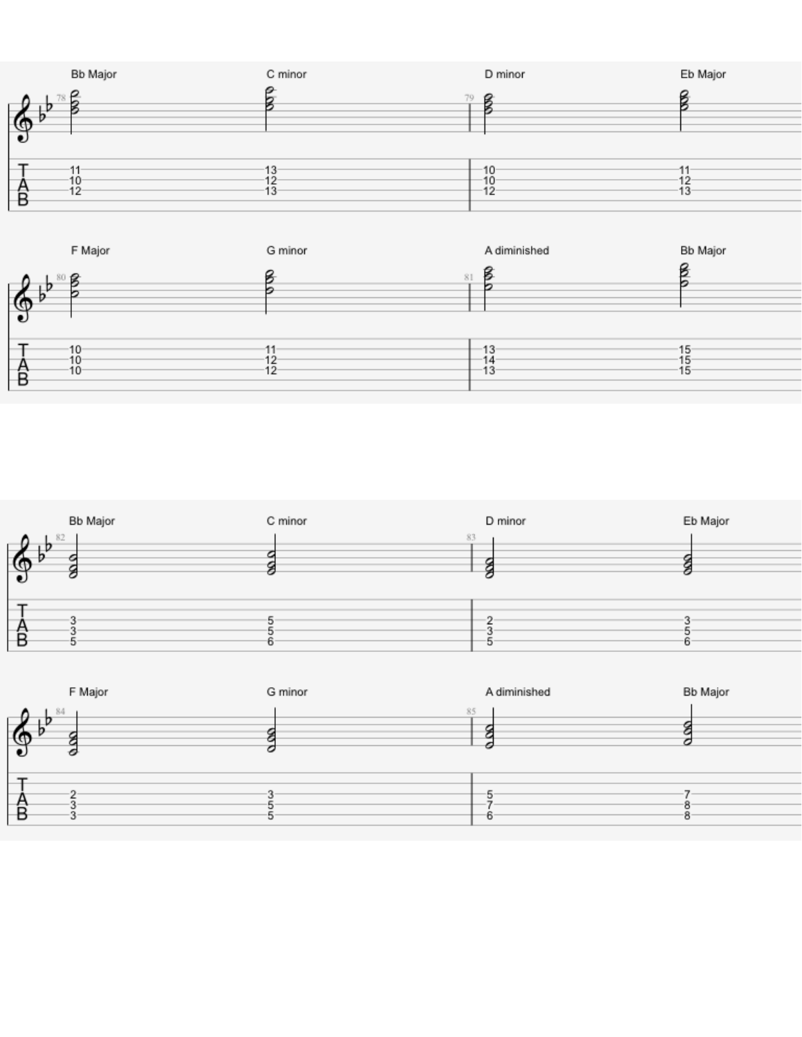| Measure | 78 | | 79 | |
| --- | --- | --- | --- | --- |
| Chord | Bb Major | C minor | D minor | Eb Major |
| String 1 | 11 | 13 | 10 | 11 |
| String 2 | 10 | 12 | 10 | 12 |
| String 3 | 12 | 13 | 12 | 13 |

| Measure | 80 | | 81 | |
| --- | --- | --- | --- | --- |
| Chord | F Major | G minor | A diminished | Bb Major |
| String 1 | 10 | 11 | 13 | 15 |
| String 2 | 10 | 12 | 14 | 15 |
| String 3 | 10 | 12 | 13 | 15 |

| Measure | 82 | | 83 | |
| --- | --- | --- | --- | --- |
| Chord | Bb Major | C minor | D minor | Eb Major |
| String 3 | 3 | 5 | 2 | 3 |
| String 4 | 3 | 5 | 3 | 5 |
| String 5 | 5 | 6 | 5 | 6 |

| Measure | 84 | | 85 | |
| --- | --- | --- | --- | --- |
| Chord | F Major | G minor | A diminished | Bb Major |
| String 3 | 2 | 3 | 5 | 7 |
| String 4 | 3 | 5 | 7 | 8 |
| String 5 | 3 | 5 | 6 | 8 |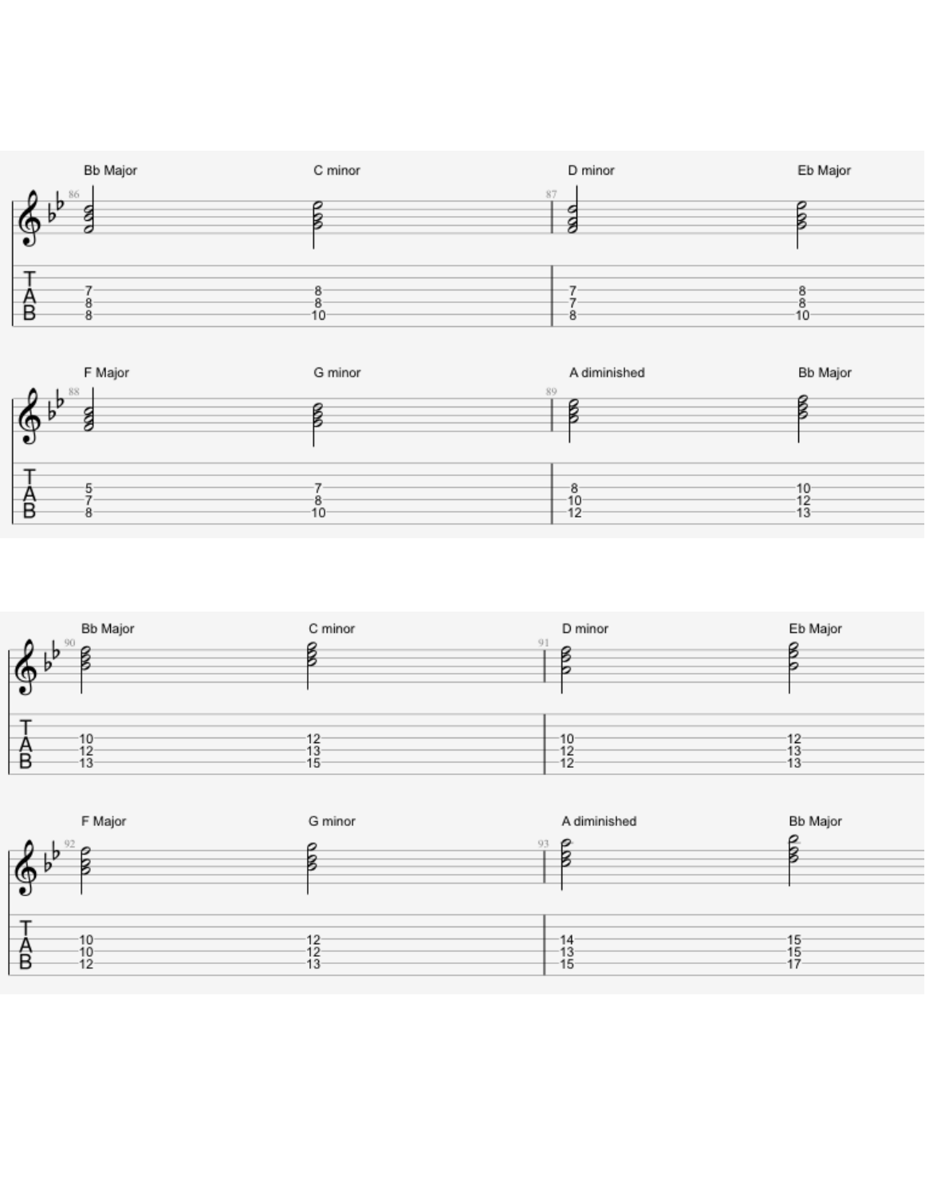86

Bb Major

C minor

87

D minor

Eb Major

88

F Major

G minor

89

A diminished

Bb Major

90

Bb Major

C minor

91

D minor

Eb Major

92

F Major

G minor

93

A diminished

Bb Major